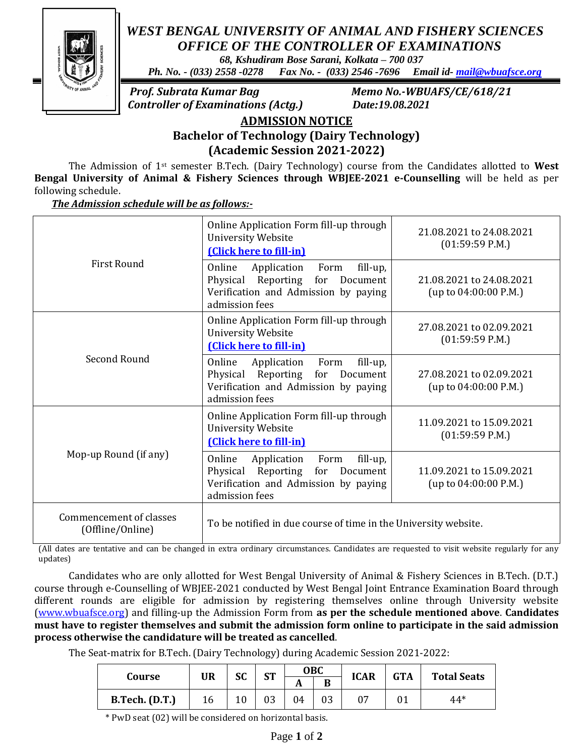# *WEST BENGAL UNIVERSITY OF ANIMAL AND FISHERY SCIENCES*
## *OFFICE OF THE CONTROLLER OF EXAMINATIONS*

***68, Kshudiram Bose Sarani, Kolkata – 700 037***

***Ph. No. - (033) 2558 -0278 Fax No. - (033) 2546 -7696 Email id- mail@wbuafsce.org***

***Prof. Subrata Kumar Bag***
***Controller of Examinations (Actg.)***

***Memo No.-WBUAFS/CE/618/21***
***Date:19.08.2021***

## ADMISSION NOTICE
### Bachelor of Technology (Dairy Technology)
### (Academic Session 2021-2022)

The Admission of 1st semester B.Tech. (Dairy Technology) course from the Candidates allotted to **West Bengal University of Animal & Fishery Sciences through WBJEE-2021 e-Counselling** will be held as per following schedule.

***The Admission schedule will be as follows:-***

| | | |
|---|---|---|
| First Round | Online Application Form fill-up through University Website **(Click here to fill-in)** | 21.08.2021 to 24.08.2021 (01:59:59 P.M.) |
| | Online Application Form fill-up, Physical Reporting for Document Verification and Admission by paying admission fees | 21.08.2021 to 24.08.2021 (up to 04:00:00 P.M.) |
| Second Round | Online Application Form fill-up through University Website **(Click here to fill-in)** | 27.08.2021 to 02.09.2021 (01:59:59 P.M.) |
| | Online Application Form fill-up, Physical Reporting for Document Verification and Admission by paying admission fees | 27.08.2021 to 02.09.2021 (up to 04:00:00 P.M.) |
| Mop-up Round (if any) | Online Application Form fill-up through University Website **(Click here to fill-in)** | 11.09.2021 to 15.09.2021 (01:59:59 P.M.) |
| | Online Application Form fill-up, Physical Reporting for Document Verification and Admission by paying admission fees | 11.09.2021 to 15.09.2021 (up to 04:00:00 P.M.) |
| Commencement of classes (Offline/Online) | To be notified in due course of time in the University website. | |

(All dates are tentative and can be changed in extra ordinary circumstances. Candidates are requested to visit website regularly for any updates)

Candidates who are only allotted for West Bengal University of Animal & Fishery Sciences in B.Tech. (D.T.) course through e-Counselling of WBJEE-2021 conducted by West Bengal Joint Entrance Examination Board through different rounds are eligible for admission by registering themselves online through University website (www.wbuafsce.org) and filling-up the Admission Form from **as per the schedule mentioned above**. **Candidates must have to register themselves and submit the admission form online to participate in the said admission process otherwise the candidature will be treated as cancelled**.

The Seat-matrix for B.Tech. (Dairy Technology) during Academic Session 2021-2022:

| Course | UR | SC | ST | OBC | | ICAR | GTA | Total Seats |
|---|---|---|---|---|---|---|---|---|
| | | | | A | B | | | |
| **B.Tech. (D.T.)** | 16 | 10 | 03 | 04 | 03 | 07 | 01 | 44* |

\* PwD seat (02) will be considered on horizontal basis.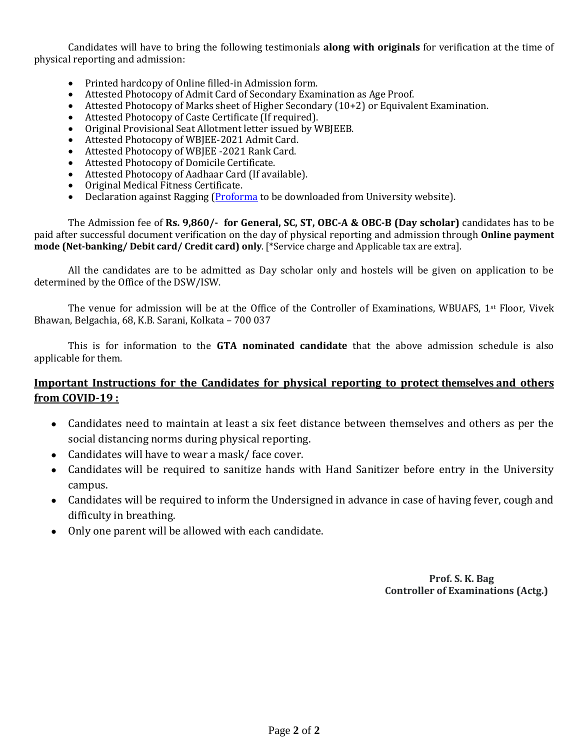Candidates will have to bring the following testimonials **along with originals** for verification at the time of physical reporting and admission:

- Printed hardcopy of Online filled-in Admission form.
- Attested Photocopy of Admit Card of Secondary Examination as Age Proof.
- Attested Photocopy of Marks sheet of Higher Secondary (10+2) or Equivalent Examination.
- Attested Photocopy of Caste Certificate (If required).
- Original Provisional Seat Allotment letter issued by WBJEEB.
- Attested Photocopy of WBJEE-2021 Admit Card.
- Attested Photocopy of WBJEE -2021 Rank Card.
- Attested Photocopy of Domicile Certificate.
- Attested Photocopy of Aadhaar Card (If available).
- Original Medical Fitness Certificate.
- Declaration against Ragging (Proforma to be downloaded from University website).

The Admission fee of **Rs. 9,860/- for General, SC, ST, OBC-A & OBC-B (Day scholar)** candidates has to be paid after successful document verification on the day of physical reporting and admission through **Online payment mode (Net-banking/ Debit card/ Credit card) only**. [*Service charge and Applicable tax are extra].

All the candidates are to be admitted as Day scholar only and hostels will be given on application to be determined by the Office of the DSW/ISW.

The venue for admission will be at the Office of the Controller of Examinations, WBUAFS, 1st Floor, Vivek Bhawan, Belgachia, 68, K.B. Sarani, Kolkata – 700 037

This is for information to the **GTA nominated candidate** that the above admission schedule is also applicable for them.

## Important Instructions for the Candidates for physical reporting to protect themselves and others from COVID-19 :

- Candidates need to maintain at least a six feet distance between themselves and others as per the social distancing norms during physical reporting.
- Candidates will have to wear a mask/ face cover.
- Candidates will be required to sanitize hands with Hand Sanitizer before entry in the University campus.
- Candidates will be required to inform the Undersigned in advance in case of having fever, cough and difficulty in breathing.
- Only one parent will be allowed with each candidate.

**Prof. S. K. Bag**
**Controller of Examinations (Actg.)**